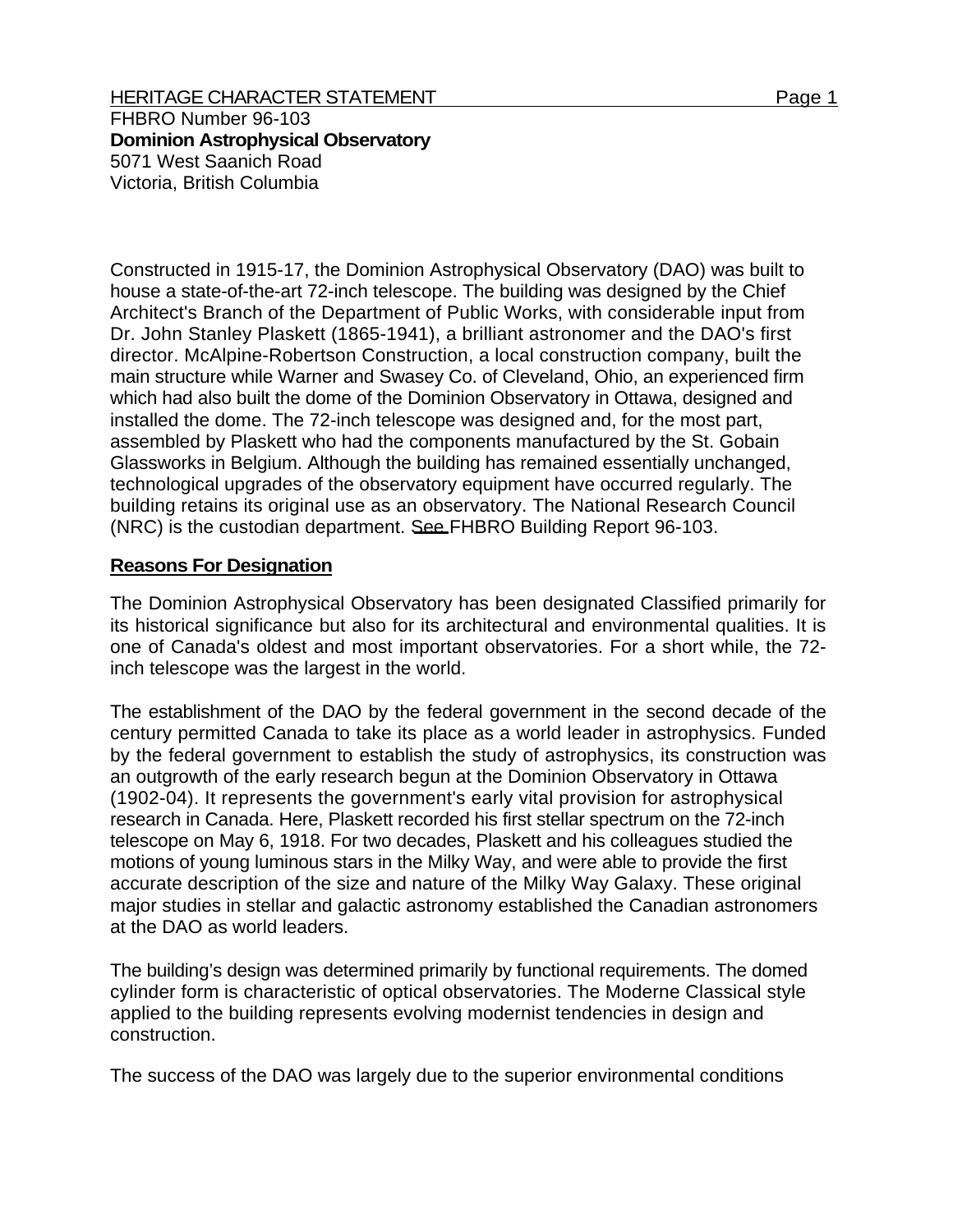HERITAGE CHARACTER STATEMENT

FHBRO Number 96-103

**Dominion Astrophysical Observatory**

5071 West Saanich Road

Victoria, British Columbia

Constructed in 1915-17, the Dominion Astrophysical Observatory (DAO) was built to house a state-of-the-art 72-inch telescope. The building was designed by the Chief Architect's Branch of the Department of Public Works, with considerable input from Dr. John Stanley Plaskett (1865-1941), a brilliant astronomer and the DAO's first director. McAlpine-Robertson Construction, a local construction company, built the main structure while Warner and Swasey Co. of Cleveland, Ohio, an experienced firm which had also built the dome of the Dominion Observatory in Ottawa, designed and installed the dome. The 72-inch telescope was designed and, for the most part, assembled by Plaskett who had the components manufactured by the St. Gobain Glassworks in Belgium. Although the building has remained essentially unchanged, technological upgrades of the observatory equipment have occurred regularly. The building retains its original use as an observatory. The National Research Council (NRC) is the custodian department. See FHBRO Building Report 96-103.

## Reasons For Designation

The Dominion Astrophysical Observatory has been designated Classified primarily for its historical significance but also for its architectural and environmental qualities. It is one of Canada's oldest and most important observatories. For a short while, the 72-inch telescope was the largest in the world.

The establishment of the DAO by the federal government in the second decade of the century permitted Canada to take its place as a world leader in astrophysics. Funded by the federal government to establish the study of astrophysics, its construction was an outgrowth of the early research begun at the Dominion Observatory in Ottawa (1902-04). It represents the government's early vital provision for astrophysical research in Canada. Here, Plaskett recorded his first stellar spectrum on the 72-inch telescope on May 6, 1918. For two decades, Plaskett and his colleagues studied the motions of young luminous stars in the Milky Way, and were able to provide the first accurate description of the size and nature of the Milky Way Galaxy. These original major studies in stellar and galactic astronomy established the Canadian astronomers at the DAO as world leaders.

The building's design was determined primarily by functional requirements. The domed cylinder form is characteristic of optical observatories. The Moderne Classical style applied to the building represents evolving modernist tendencies in design and construction.

The success of the DAO was largely due to the superior environmental conditions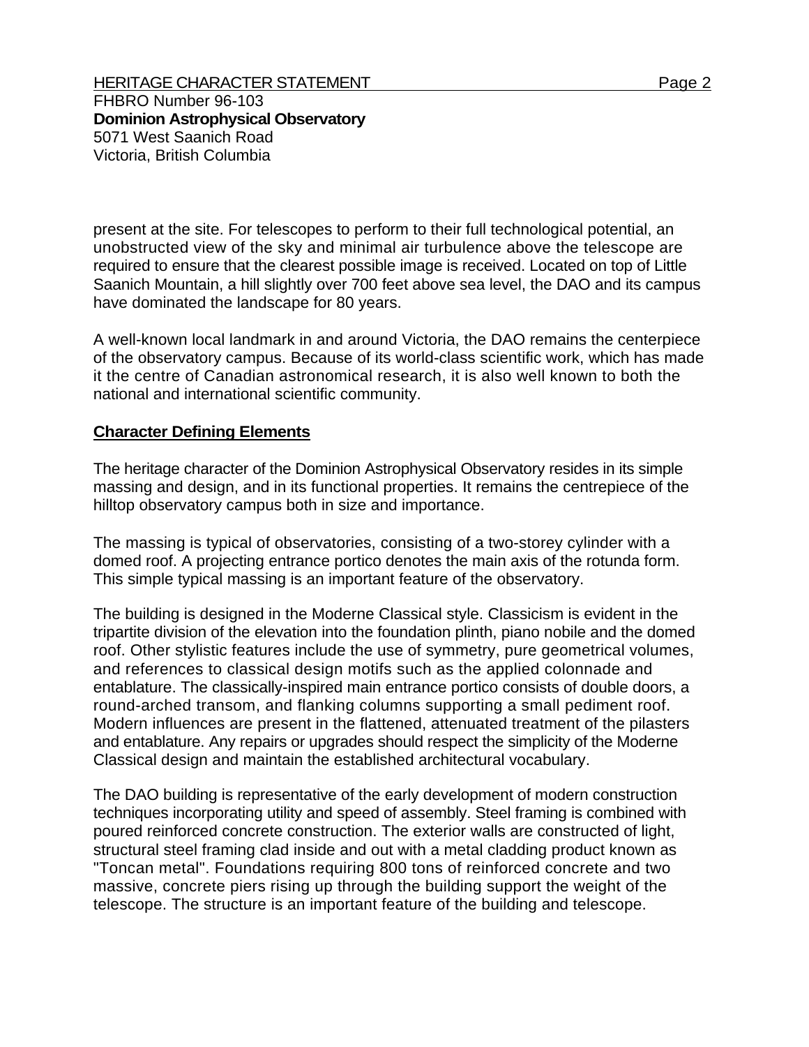present at the site. For telescopes to perform to their full technological potential, an unobstructed view of the sky and minimal air turbulence above the telescope are required to ensure that the clearest possible image is received. Located on top of Little Saanich Mountain, a hill slightly over 700 feet above sea level, the DAO and its campus have dominated the landscape for 80 years.

A well-known local landmark in and around Victoria, the DAO remains the centerpiece of the observatory campus. Because of its world-class scientific work, which has made it the centre of Canadian astronomical research, it is also well known to both the national and international scientific community.

## Character Defining Elements

The heritage character of the Dominion Astrophysical Observatory resides in its simple massing and design, and in its functional properties. It remains the centrepiece of the hilltop observatory campus both in size and importance.

The massing is typical of observatories, consisting of a two-storey cylinder with a domed roof. A projecting entrance portico denotes the main axis of the rotunda form. This simple typical massing is an important feature of the observatory.

The building is designed in the Moderne Classical style. Classicism is evident in the tripartite division of the elevation into the foundation plinth, piano nobile and the domed roof. Other stylistic features include the use of symmetry, pure geometrical volumes, and references to classical design motifs such as the applied colonnade and entablature. The classically-inspired main entrance portico consists of double doors, a round-arched transom, and flanking columns supporting a small pediment roof. Modern influences are present in the flattened, attenuated treatment of the pilasters and entablature. Any repairs or upgrades should respect the simplicity of the Moderne Classical design and maintain the established architectural vocabulary.

The DAO building is representative of the early development of modern construction techniques incorporating utility and speed of assembly. Steel framing is combined with poured reinforced concrete construction. The exterior walls are constructed of light, structural steel framing clad inside and out with a metal cladding product known as "Toncan metal". Foundations requiring 800 tons of reinforced concrete and two massive, concrete piers rising up through the building support the weight of the telescope. The structure is an important feature of the building and telescope.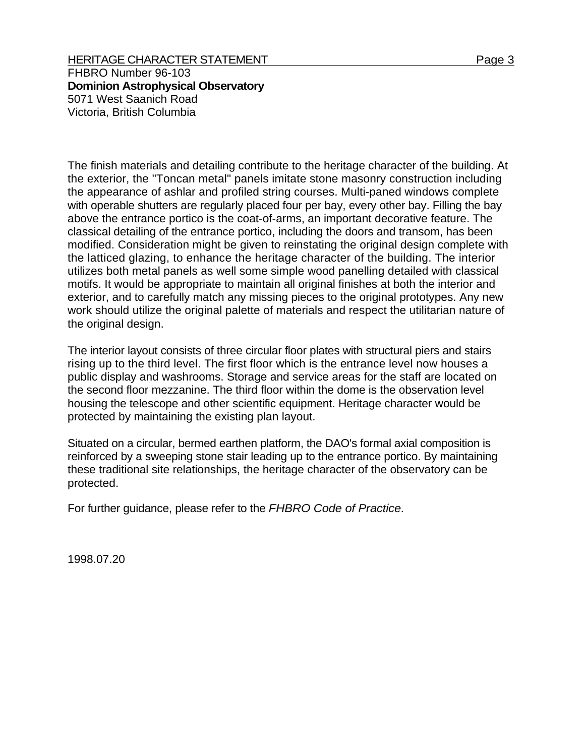The finish materials and detailing contribute to the heritage character of the building. At the exterior, the "Toncan metal" panels imitate stone masonry construction including the appearance of ashlar and profiled string courses. Multi-paned windows complete with operable shutters are regularly placed four per bay, every other bay. Filling the bay above the entrance portico is the coat-of-arms, an important decorative feature. The classical detailing of the entrance portico, including the doors and transom, has been modified. Consideration might be given to reinstating the original design complete with the latticed glazing, to enhance the heritage character of the building. The interior utilizes both metal panels as well some simple wood panelling detailed with classical motifs. It would be appropriate to maintain all original finishes at both the interior and exterior, and to carefully match any missing pieces to the original prototypes. Any new work should utilize the original palette of materials and respect the utilitarian nature of the original design.

The interior layout consists of three circular floor plates with structural piers and stairs rising up to the third level. The first floor which is the entrance level now houses a public display and washrooms. Storage and service areas for the staff are located on the second floor mezzanine. The third floor within the dome is the observation level housing the telescope and other scientific equipment. Heritage character would be protected by maintaining the existing plan layout.

Situated on a circular, bermed earthen platform, the DAO's formal axial composition is reinforced by a sweeping stone stair leading up to the entrance portico. By maintaining these traditional site relationships, the heritage character of the observatory can be protected.

For further guidance, please refer to the *FHBRO Code of Practice*.

1998.07.20